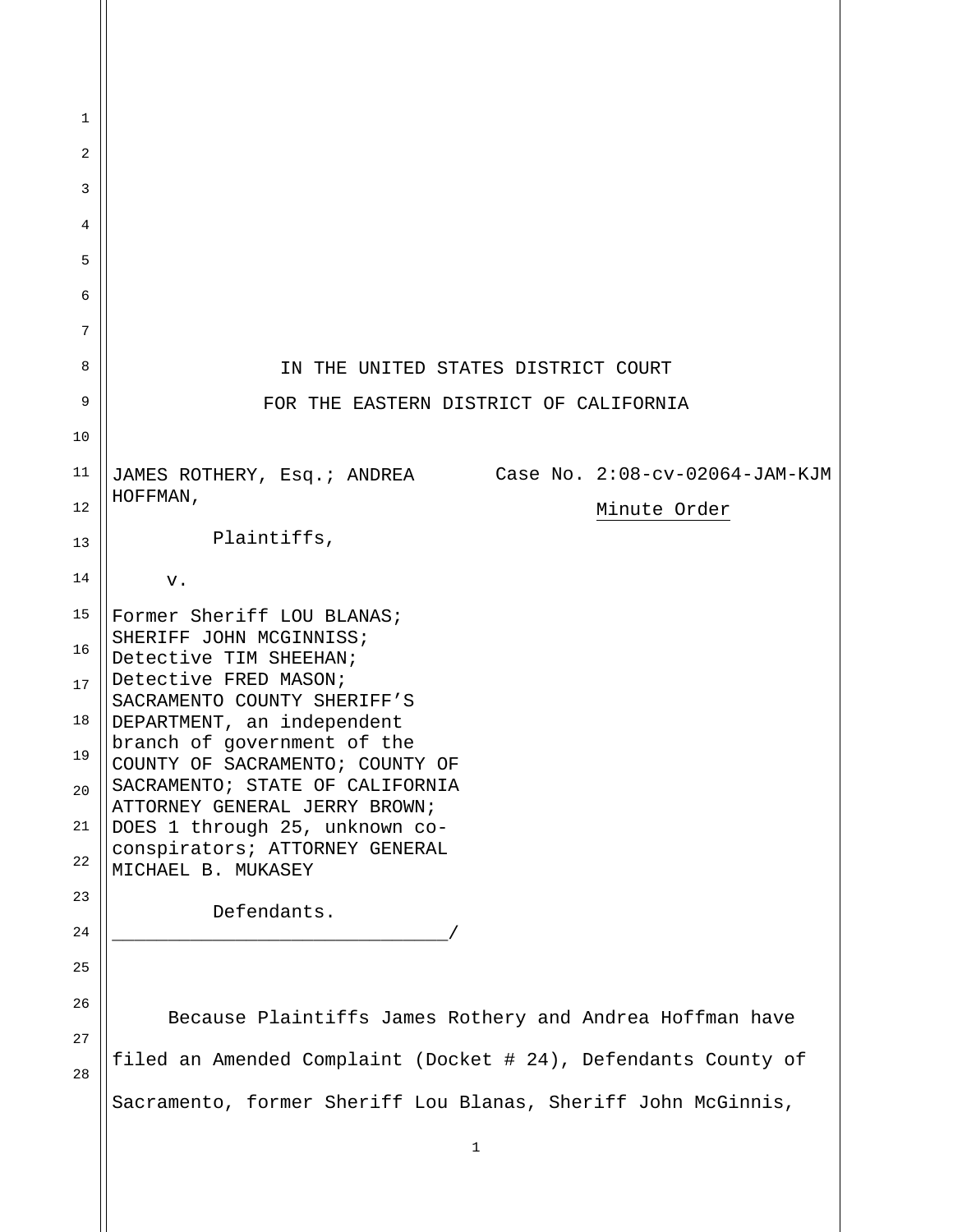IN THE UNITED STATES DISTRICT COURT

FOR THE EASTERN DISTRICT OF CALIFORNIA

JAMES ROTHERY, Esq.; ANDREA HOFFMAN,

Plaintiffs,

v.

Former Sheriff LOU BLANAS; SHERIFF JOHN MCGINNISS; Detective TIM SHEEHAN; Detective FRED MASON; SACRAMENTO COUNTY SHERIFF'S DEPARTMENT, an independent branch of government of the COUNTY OF SACRAMENTO; COUNTY OF SACRAMENTO; STATE OF CALIFORNIA ATTORNEY GENERAL JERRY BROWN; DOES 1 through 25, unknown co-conspirators; ATTORNEY GENERAL MICHAEL B. MUKASEY

Defendants.

______________________________/

Case No. 2:08-cv-02064-JAM-KJM

Minute Order

Because Plaintiffs James Rothery and Andrea Hoffman have filed an Amended Complaint (Docket # 24), Defendants County of Sacramento, former Sheriff Lou Blanas, Sheriff John McGinnis,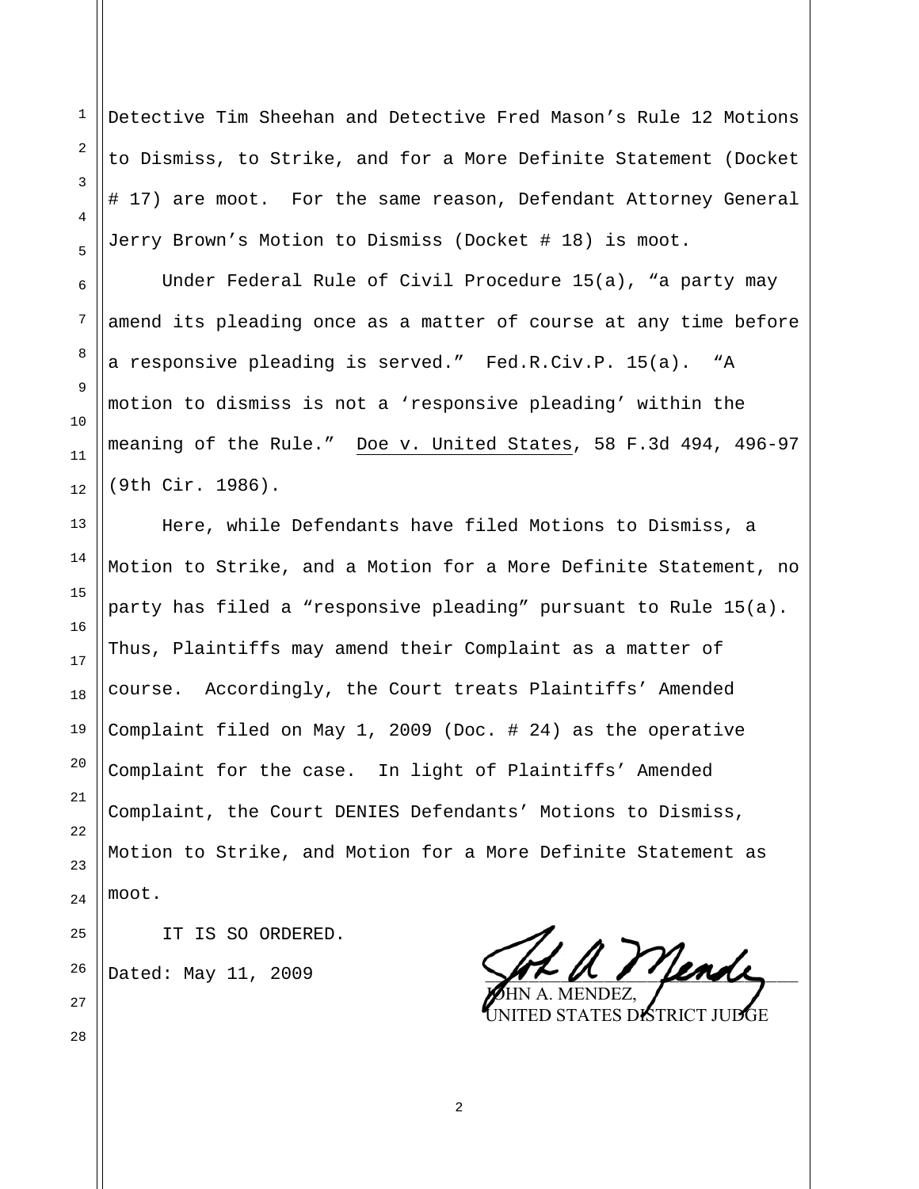Detective Tim Sheehan and Detective Fred Mason's Rule 12 Motions to Dismiss, to Strike, and for a More Definite Statement (Docket # 17) are moot. For the same reason, Defendant Attorney General Jerry Brown's Motion to Dismiss (Docket # 18) is moot.

Under Federal Rule of Civil Procedure 15(a), "a party may amend its pleading once as a matter of course at any time before a responsive pleading is served." Fed.R.Civ.P. 15(a). "A motion to dismiss is not a 'responsive pleading' within the meaning of the Rule." Doe v. United States, 58 F.3d 494, 496-97 (9th Cir. 1986).

Here, while Defendants have filed Motions to Dismiss, a Motion to Strike, and a Motion for a More Definite Statement, no party has filed a "responsive pleading" pursuant to Rule 15(a). Thus, Plaintiffs may amend their Complaint as a matter of course. Accordingly, the Court treats Plaintiffs' Amended Complaint filed on May 1, 2009 (Doc. # 24) as the operative Complaint for the case. In light of Plaintiffs' Amended Complaint, the Court DENIES Defendants' Motions to Dismiss, Motion to Strike, and Motion for a More Definite Statement as moot.

IT IS SO ORDERED.

Dated: May 11, 2009

JOHN A. MENDEZ,
UNITED STATES DISTRICT JUDGE